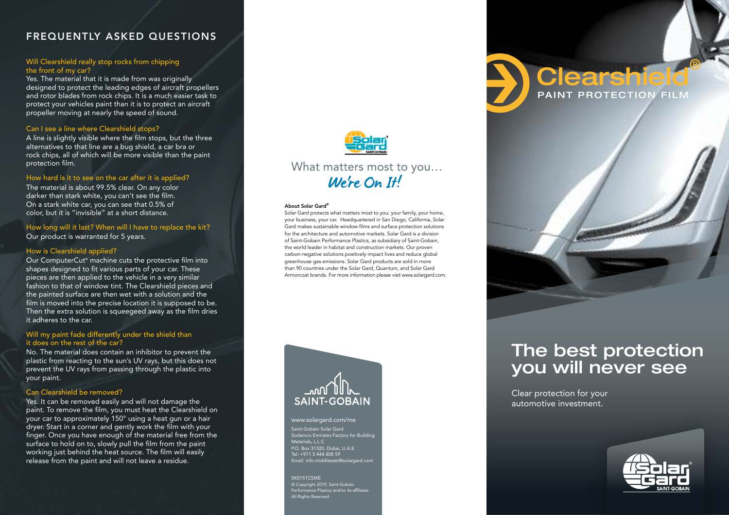## FREQUENTLY ASKED QUESTIONS

### Will Clearshield really stop rocks from chipping the front of my car?

Yes. The material that it is made from was originally designed to protect the leading edges of aircraft propellers and rotor blades from rock chips. It is a much easier task to protect your vehicles paint than it is to protect an aircraft propeller moving at nearly the speed of sound.

### Can I see a line where Clearshield stops?

A line is slightly visible where the film stops, but the three alternatives to that line are a bug shield, a car bra or rock chips, all of which will be more visible than the paint protection film.

### How hard is it to see on the car after it is applied?

The material is about 99.5% clear. On any color darker than stark white, you can't see the film. On a stark white car, you can see that 0.5% of color, but it is "invisible" at a short distance.

### How long will it last? When will I have to replace the kit?

Our product is warranted for 5 years.

### How is Clearshield applied?

Our ComputerCut® machine cuts the protective film into shapes designed to fit various parts of your car. These pieces are then applied to the vehicle in a very similar fashion to that of window tint. The Clearshield pieces and the painted surface are then wet with a solution and the film is moved into the precise location it is supposed to be. Then the extra solution is squeegeed away as the film dries it adheres to the car.

### Will my paint fade differently under the shield than it does on the rest of the car?

No. The material does contain an inhibitor to prevent the plastic from reacting to the sun's UV rays, but this does not prevent the UV rays from passing through the plastic into your paint.

### Can Clearshield be removed?

Yes. It can be removed easily and will not damage the paint. To remove the film, you must heat the Clearshield on your car to approximately 150° using a heat gun or a hair dryer. Start in a corner and gently work the film with your finger. Once you have enough of the material free from the surface to hold on to, slowly pull the film from the paint working just behind the heat source. The film will easily release from the paint and will not leave a residue.

Solar Gard SAINT-GOBAIN

What matters most to you…
*We're On It!*

**About Solar Gard®**
Solar Gard protects what matters most to you: your family, your home, your business, your car. Headquartered in San Diego, California, Solar Gard makes sustainable window films and surface protection solutions for the architecture and automotive markets. Solar Gard is a division of Saint-Gobain Performance Plastics, as subsidiary of Saint-Gobain, the world leader in habitat and construction markets. Our proven carbon-negative solutions positively impact lives and reduce global greenhouse gas emissions. Solar Gard products are sold in more than 90 countries under the Solar Gard, Quantum, and Solar Gard Armorcoat brands. For more information please visit www.solargard.com.

SAINT-GOBAIN

www.solargard.com/me

Saint-Gobain Solar Gard
Sodamco Emirates Factory for Building Materials, L.L.C
P.O. Box 31320, Dubai, U.A.E.
Tel: +971 5 444 808 59
Email: info.middleeast@solargard.com

SK0151CSME
© Copyright 2019, Saint-Gobain Performance Plastics and/or its affiliates
All Rights Reserved

# Clearshield®
PAINT PROTECTION FILM

## The best protection you will never see

Clear protection for your automotive investment.

Solar Gard® SAINT-GOBAIN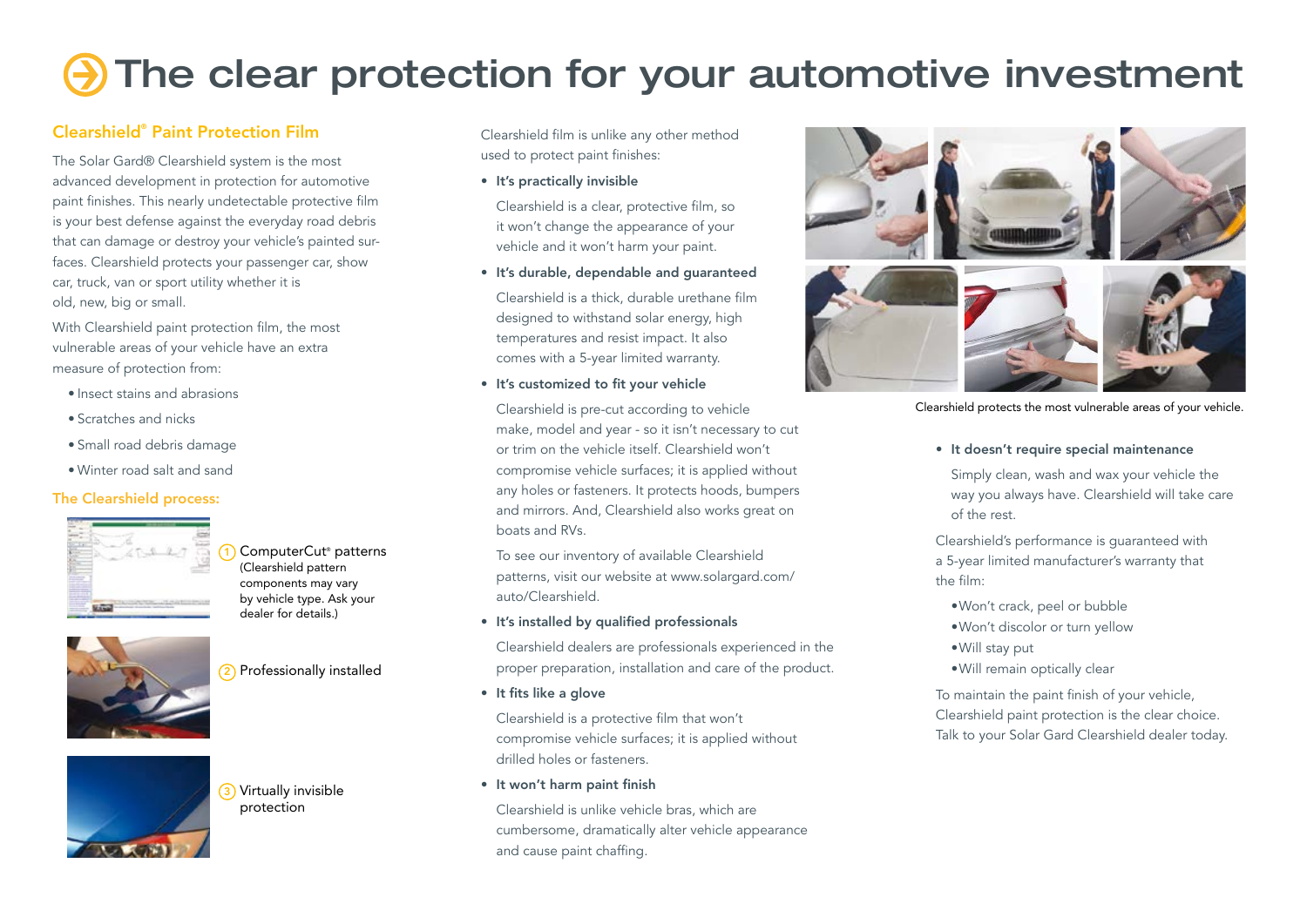# The clear protection for your automotive investment

## Clearshield® Paint Protection Film

The Solar Gard® Clearshield system is the most advanced development in protection for automotive paint finishes. This nearly undetectable protective film is your best defense against the everyday road debris that can damage or destroy your vehicle's painted surfaces. Clearshield protects your passenger car, show car, truck, van or sport utility whether it is old, new, big or small.

With Clearshield paint protection film, the most vulnerable areas of your vehicle have an extra measure of protection from:

- Insect stains and abrasions
- Scratches and nicks
- Small road debris damage
- Winter road salt and sand

### The Clearshield process:

1. ComputerCut® patterns (Clearshield pattern components may vary by vehicle type. Ask your dealer for details.)
2. Professionally installed
3. Virtually invisible protection

Clearshield film is unlike any other method used to protect paint finishes:

- **It's practically invisible**

  Clearshield is a clear, protective film, so it won't change the appearance of your vehicle and it won't harm your paint.

- **It's durable, dependable and guaranteed**

  Clearshield is a thick, durable urethane film designed to withstand solar energy, high temperatures and resist impact. It also comes with a 5-year limited warranty.

- **It's customized to fit your vehicle**

  Clearshield is pre-cut according to vehicle make, model and year - so it isn't necessary to cut or trim on the vehicle itself. Clearshield won't compromise vehicle surfaces; it is applied without any holes or fasteners. It protects hoods, bumpers and mirrors. And, Clearshield also works great on boats and RVs.

  To see our inventory of available Clearshield patterns, visit our website at www.solargard.com/auto/Clearshield.

- **It's installed by qualified professionals**

  Clearshield dealers are professionals experienced in the proper preparation, installation and care of the product.

- **It fits like a glove**

  Clearshield is a protective film that won't compromise vehicle surfaces; it is applied without drilled holes or fasteners.

- **It won't harm paint finish**

  Clearshield is unlike vehicle bras, which are cumbersome, dramatically alter vehicle appearance and cause paint chaffing.

Clearshield protects the most vulnerable areas of your vehicle.

- **It doesn't require special maintenance**

  Simply clean, wash and wax your vehicle the way you always have. Clearshield will take care of the rest.

Clearshield's performance is guaranteed with a 5-year limited manufacturer's warranty that the film:

- Won't crack, peel or bubble
- Won't discolor or turn yellow
- Will stay put
- Will remain optically clear

To maintain the paint finish of your vehicle, Clearshield paint protection is the clear choice. Talk to your Solar Gard Clearshield dealer today.